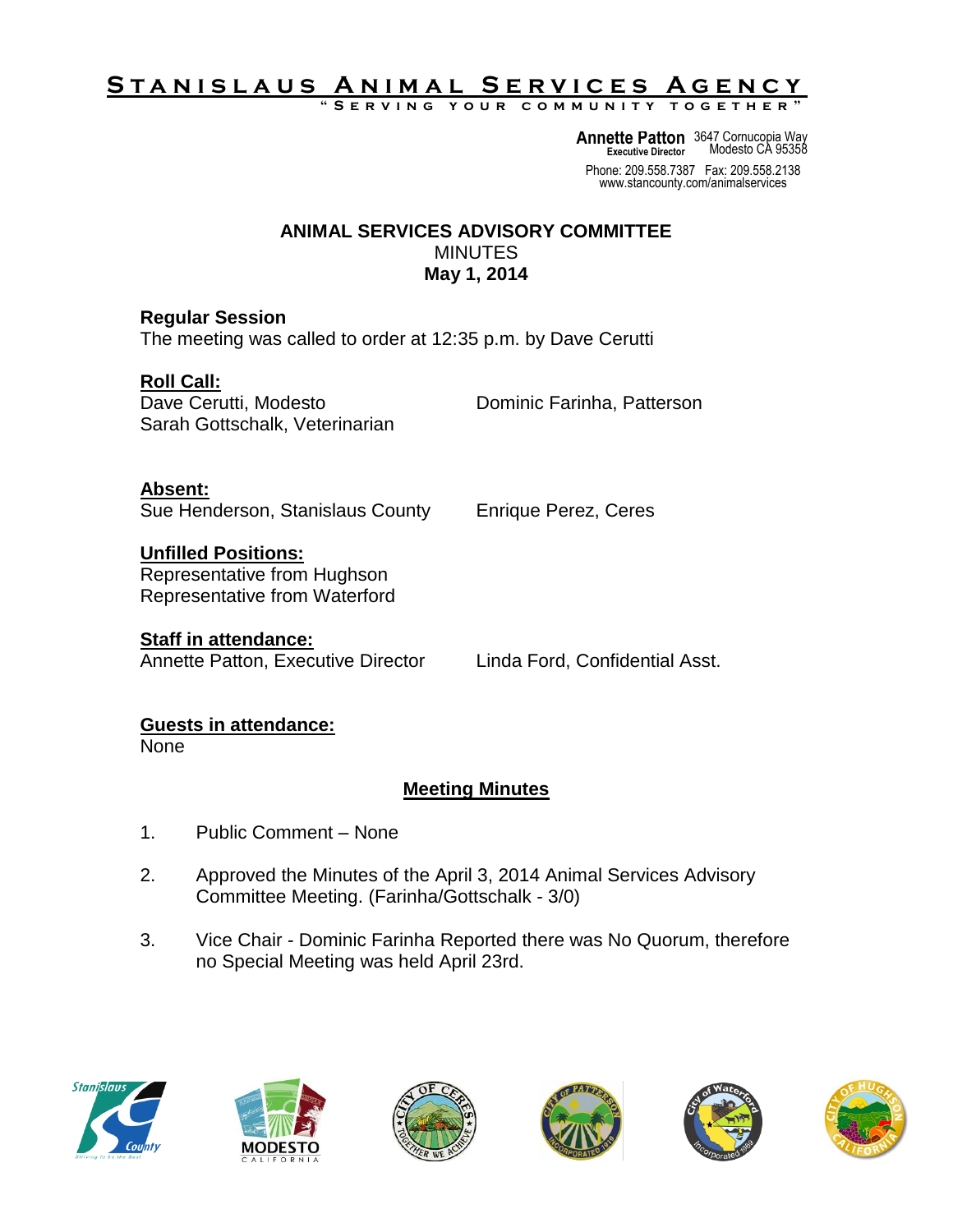# STANISLAUS ANIMAL SERVICES AGENCY

"SERVING YOUR COMMUNITY TOGETHER"

**Annette Patton**
**Executive Director**
3647 Cornucopia Way
Modesto CA 95358

Phone: 209.558.7387 Fax: 209.558.2138
www.stancounty.com/animalservices

## ANIMAL SERVICES ADVISORY COMMITTEE

MINUTES

**May 1, 2014**

### Regular Session

The meeting was called to order at 12:35 p.m. by Dave Cerutti

**Roll Call:**

Dave Cerutti, Modesto
Dominic Farinha, Patterson
Sarah Gottschalk, Veterinarian

**Absent:**

Sue Henderson, Stanislaus County
Enrique Perez, Ceres

**Unfilled Positions:**

Representative from Hughson
Representative from Waterford

**Staff in attendance:**

Annette Patton, Executive Director
Linda Ford, Confidential Asst.

**Guests in attendance:**

None

### Meeting Minutes

1. Public Comment – None

2. Approved the Minutes of the April 3, 2014 Animal Services Advisory Committee Meeting. (Farinha/Gottschalk - 3/0)

3. Vice Chair - Dominic Farinha Reported there was No Quorum, therefore no Special Meeting was held April 23rd.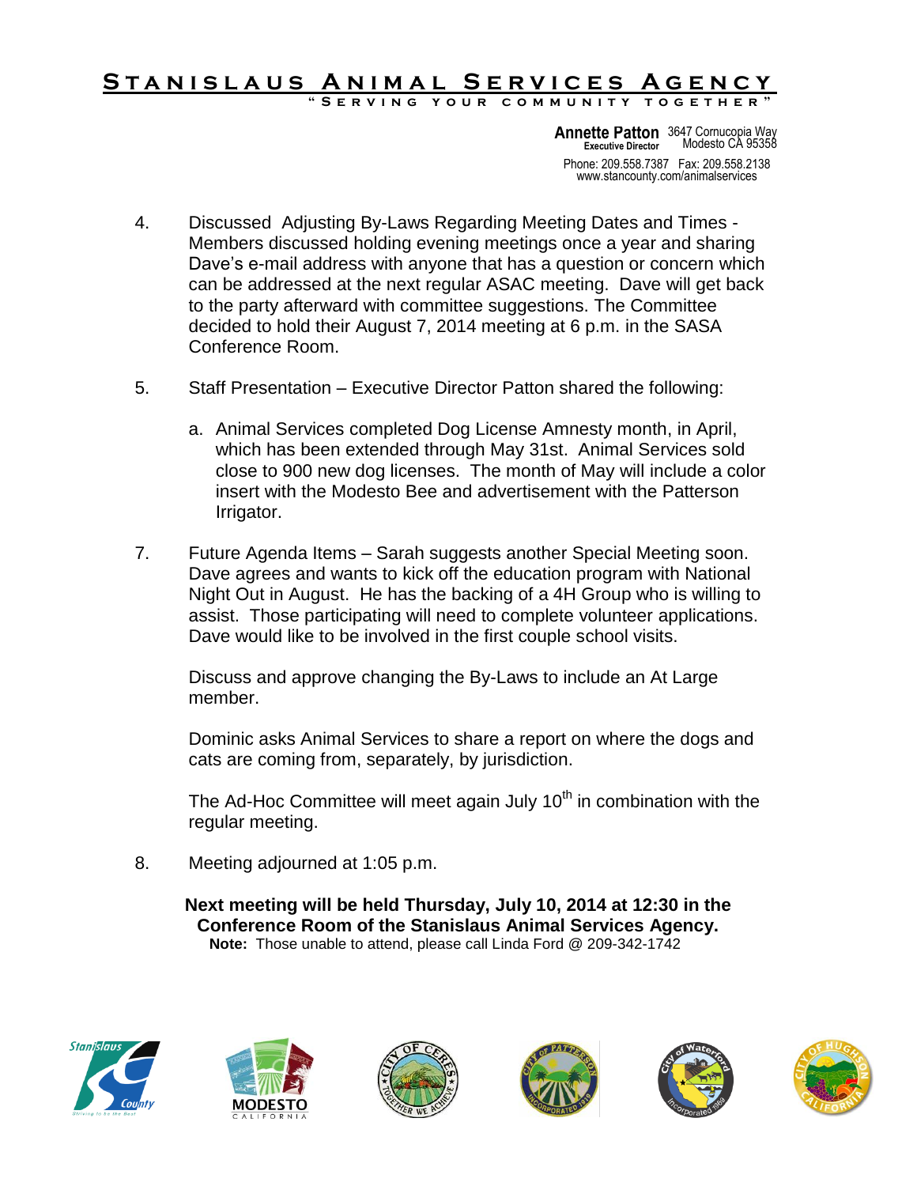# Stanislaus Animal Services Agency

**"Serving your community together"**

**Annette Patton**
**Executive Director**
3647 Cornucopia Way
Modesto CA 95358
Phone: 209.558.7387 Fax: 209.558.2138
www.stancounty.com/animalservices

4. Discussed Adjusting By-Laws Regarding Meeting Dates and Times - Members discussed holding evening meetings once a year and sharing Dave's e-mail address with anyone that has a question or concern which can be addressed at the next regular ASAC meeting. Dave will get back to the party afterward with committee suggestions. The Committee decided to hold their August 7, 2014 meeting at 6 p.m. in the SASA Conference Room.

5. Staff Presentation – Executive Director Patton shared the following:

   a. Animal Services completed Dog License Amnesty month, in April, which has been extended through May 31st. Animal Services sold close to 900 new dog licenses. The month of May will include a color insert with the Modesto Bee and advertisement with the Patterson Irrigator.

7. Future Agenda Items – Sarah suggests another Special Meeting soon. Dave agrees and wants to kick off the education program with National Night Out in August. He has the backing of a 4H Group who is willing to assist. Those participating will need to complete volunteer applications. Dave would like to be involved in the first couple school visits.

   Discuss and approve changing the By-Laws to include an At Large member.

   Dominic asks Animal Services to share a report on where the dogs and cats are coming from, separately, by jurisdiction.

   The Ad-Hoc Committee will meet again July 10th in combination with the regular meeting.

8. Meeting adjourned at 1:05 p.m.

**Next meeting will be held Thursday, July 10, 2014 at 12:30 in the Conference Room of the Stanislaus Animal Services Agency.**

**Note:** Those unable to attend, please call Linda Ford @ 209-342-1742